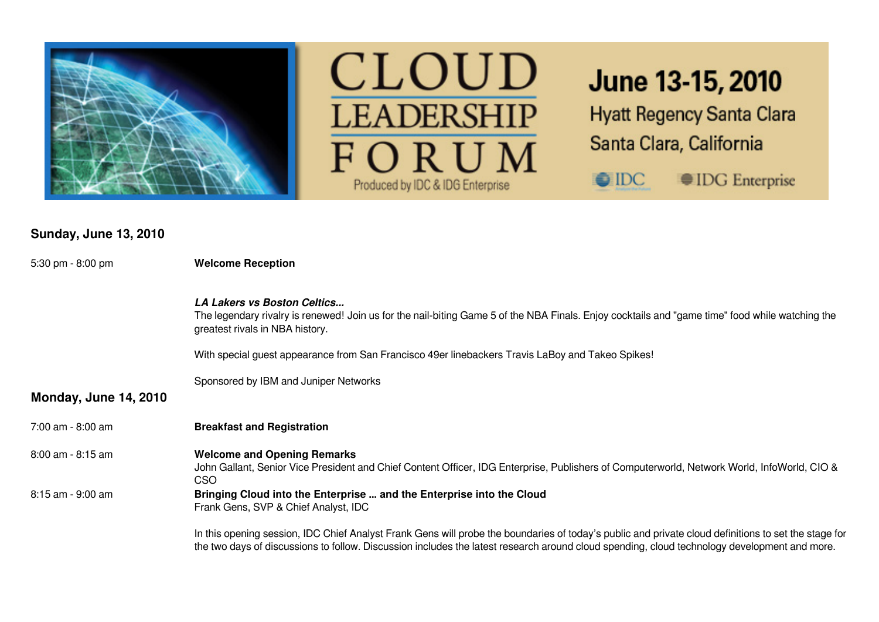# CLOUD LEADERSHIP FORUM

Produced by IDC & IDG Enterprise

**June 13-15, 2010**

Hyatt Regency Santa Clara

Santa Clara, California

IDC IDG Enterprise

## Sunday, June 13, 2010

5:30 pm - 8:00 pm **Welcome Reception**

***LA Lakers vs Boston Celtics...***

The legendary rivalry is renewed! Join us for the nail-biting Game 5 of the NBA Finals. Enjoy cocktails and "game time" food while watching the greatest rivals in NBA history.

With special guest appearance from San Francisco 49er linebackers Travis LaBoy and Takeo Spikes!

Sponsored by IBM and Juniper Networks

## Monday, June 14, 2010

7:00 am - 8:00 am **Breakfast and Registration**

8:00 am - 8:15 am **Welcome and Opening Remarks**

John Gallant, Senior Vice President and Chief Content Officer, IDG Enterprise, Publishers of Computerworld, Network World, InfoWorld, CIO & CSO

8:15 am - 9:00 am **Bringing Cloud into the Enterprise ... and the Enterprise into the Cloud**

Frank Gens, SVP & Chief Analyst, IDC

In this opening session, IDC Chief Analyst Frank Gens will probe the boundaries of today's public and private cloud definitions to set the stage for the two days of discussions to follow. Discussion includes the latest research around cloud spending, cloud technology development and more.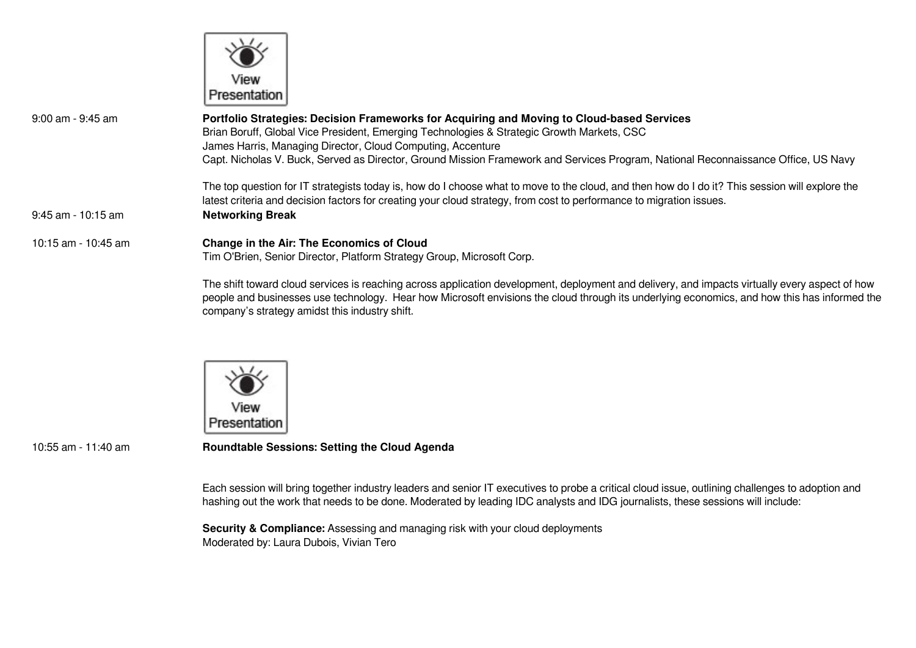View Presentation

| | |
|---|---|
| 9:00 am - 9:45 am | **Portfolio Strategies: Decision Frameworks for Acquiring and Moving to Cloud-based Services**<br>Brian Boruff, Global Vice President, Emerging Technologies & Strategic Growth Markets, CSC<br>James Harris, Managing Director, Cloud Computing, Accenture<br>Capt. Nicholas V. Buck, Served as Director, Ground Mission Framework and Services Program, National Reconnaissance Office, US Navy<br><br>The top question for IT strategists today is, how do I choose what to move to the cloud, and then how do I do it? This session will explore the latest criteria and decision factors for creating your cloud strategy, from cost to performance to migration issues. |
| 9:45 am - 10:15 am | **Networking Break** |
| 10:15 am - 10:45 am | **Change in the Air: The Economics of Cloud**<br>Tim O'Brien, Senior Director, Platform Strategy Group, Microsoft Corp.<br><br>The shift toward cloud services is reaching across application development, deployment and delivery, and impacts virtually every aspect of how people and businesses use technology. Hear how Microsoft envisions the cloud through its underlying economics, and how this has informed the company's strategy amidst this industry shift.<br><br>View Presentation |
| 10:55 am - 11:40 am | **Roundtable Sessions: Setting the Cloud Agenda**<br><br>Each session will bring together industry leaders and senior IT executives to probe a critical cloud issue, outlining challenges to adoption and hashing out the work that needs to be done. Moderated by leading IDC analysts and IDG journalists, these sessions will include:<br><br>**Security & Compliance:** Assessing and managing risk with your cloud deployments<br>Moderated by: Laura Dubois, Vivian Tero |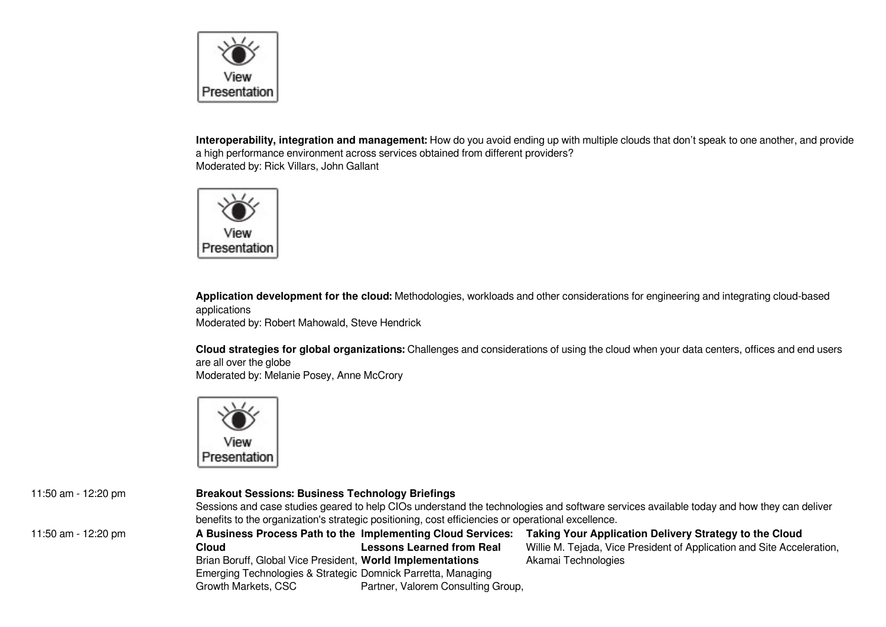View Presentation

**Interoperability, integration and management:** How do you avoid ending up with multiple clouds that don't speak to one another, and provide a high performance environment across services obtained from different providers?
Moderated by: Rick Villars, John Gallant

View Presentation

**Application development for the cloud:** Methodologies, workloads and other considerations for engineering and integrating cloud-based applications
Moderated by: Robert Mahowald, Steve Hendrick

**Cloud strategies for global organizations:** Challenges and considerations of using the cloud when your data centers, offices and end users are all over the globe
Moderated by: Melanie Posey, Anne McCrory

View Presentation

| | | | |
|---|---|---|---|
| 11:50 am - 12:20 pm | **Breakout Sessions: Business Technology Briefings**<br>Sessions and case studies geared to help CIOs understand the technologies and software services available today and how they can deliver benefits to the organization's strategic positioning, cost efficiencies or operational excellence. | | |
| 11:50 am - 12:20 pm | **A Business Process Path to the Cloud**<br>Brian Boruff, Global Vice President, Emerging Technologies & Strategic Growth Markets, CSC | **Implementing Cloud Services: Lessons Learned from Real World Implementations**<br>Domnick Parretta, Managing Partner, Valorem Consulting Group, | **Taking Your Application Delivery Strategy to the Cloud**<br>Willie M. Tejada, Vice President of Application and Site Acceleration, Akamai Technologies |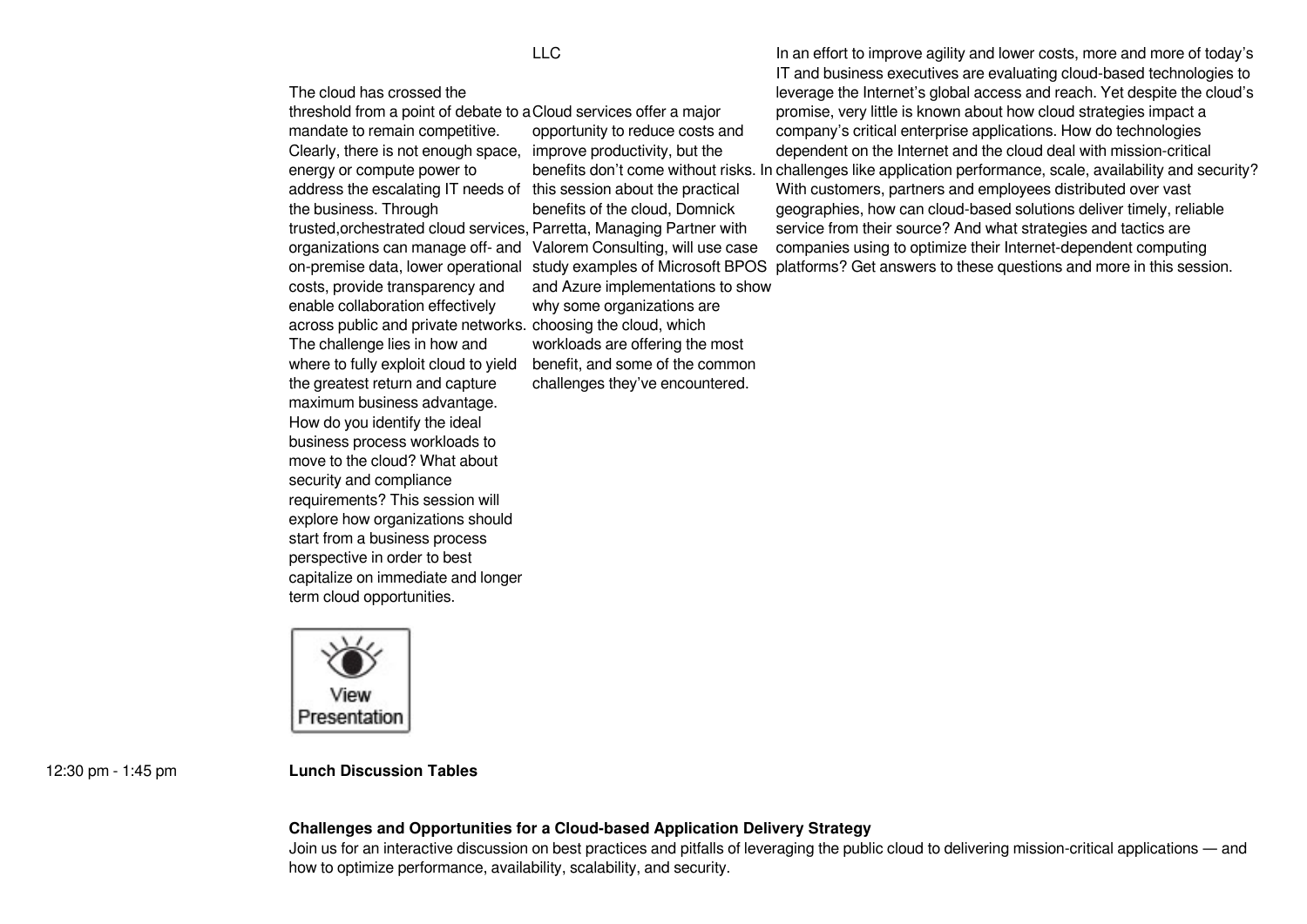LLC

The cloud has crossed the threshold from a point of debate to a mandate to remain competitive. Clearly, there is not enough space, energy or compute power to address the escalating IT needs of the business. Through trusted,orchestrated cloud services, organizations can manage off- and on-premise data, lower operational costs, provide transparency and enable collaboration effectively across public and private networks. The challenge lies in how and where to fully exploit cloud to yield the greatest return and capture maximum business advantage. How do you identify the ideal business process workloads to move to the cloud? What about security and compliance requirements? This session will explore how organizations should start from a business process perspective in order to best capitalize on immediate and longer term cloud opportunities.

View Presentation

Cloud services offer a major opportunity to reduce costs and improve productivity, but the benefits don't come without risks. In this session about the practical benefits of the cloud, Domnick Parretta, Managing Partner with Valorem Consulting, will use case study examples of Microsoft BPOS and Azure implementations to show why some organizations are choosing the cloud, which workloads are offering the most benefit, and some of the common challenges they've encountered.

In an effort to improve agility and lower costs, more and more of today's IT and business executives are evaluating cloud-based technologies to leverage the Internet's global access and reach. Yet despite the cloud's promise, very little is known about how cloud strategies impact a company's critical enterprise applications. How do technologies dependent on the Internet and the cloud deal with mission-critical challenges like application performance, scale, availability and security? With customers, partners and employees distributed over vast geographies, how can cloud-based solutions deliver timely, reliable service from their source? And what strategies and tactics are companies using to optimize their Internet-dependent computing platforms? Get answers to these questions and more in this session.

12:30 pm - 1:45 pm

**Lunch Discussion Tables**

**Challenges and Opportunities for a Cloud-based Application Delivery Strategy**

Join us for an interactive discussion on best practices and pitfalls of leveraging the public cloud to delivering mission-critical applications — and how to optimize performance, availability, scalability, and security.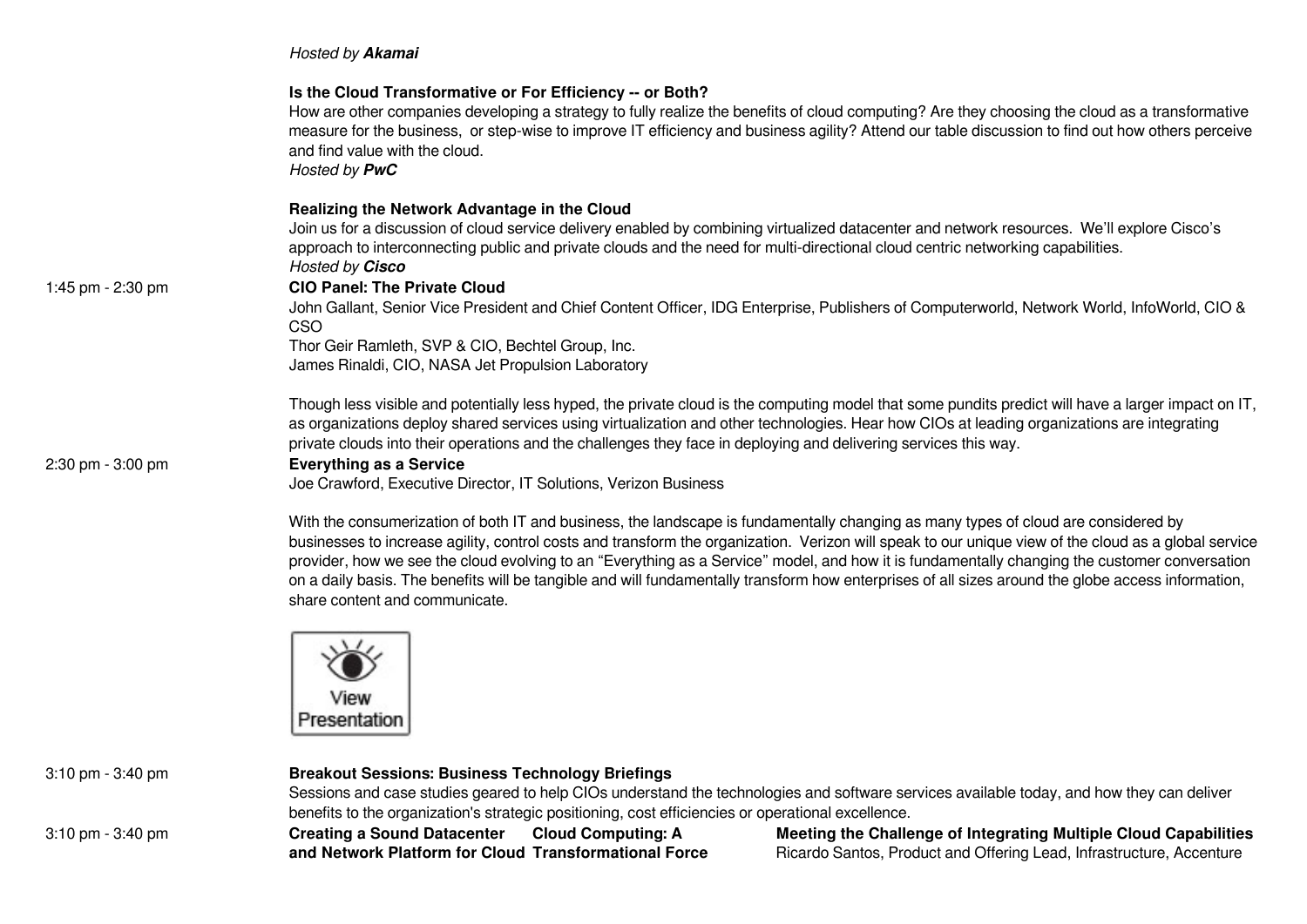*Hosted by **Akamai***

**Is the Cloud Transformative or For Efficiency -- or Both?**
How are other companies developing a strategy to fully realize the benefits of cloud computing? Are they choosing the cloud as a transformative measure for the business, or step-wise to improve IT efficiency and business agility? Attend our table discussion to find out how others perceive and find value with the cloud.
*Hosted by **PwC***

**Realizing the Network Advantage in the Cloud**
Join us for a discussion of cloud service delivery enabled by combining virtualized datacenter and network resources. We'll explore Cisco's approach to interconnecting public and private clouds and the need for multi-directional cloud centric networking capabilities.
*Hosted by **Cisco***

1:45 pm - 2:30 pm

**CIO Panel: The Private Cloud**
John Gallant, Senior Vice President and Chief Content Officer, IDG Enterprise, Publishers of Computerworld, Network World, InfoWorld, CIO & CSO
Thor Geir Ramleth, SVP & CIO, Bechtel Group, Inc.
James Rinaldi, CIO, NASA Jet Propulsion Laboratory

Though less visible and potentially less hyped, the private cloud is the computing model that some pundits predict will have a larger impact on IT, as organizations deploy shared services using virtualization and other technologies. Hear how CIOs at leading organizations are integrating private clouds into their operations and the challenges they face in deploying and delivering services this way.

2:30 pm - 3:00 pm

**Everything as a Service**
Joe Crawford, Executive Director, IT Solutions, Verizon Business

With the consumerization of both IT and business, the landscape is fundamentally changing as many types of cloud are considered by businesses to increase agility, control costs and transform the organization. Verizon will speak to our unique view of the cloud as a global service provider, how we see the cloud evolving to an "Everything as a Service" model, and how it is fundamentally changing the customer conversation on a daily basis. The benefits will be tangible and will fundamentally transform how enterprises of all sizes around the globe access information, share content and communicate.

View Presentation

3:10 pm - 3:40 pm

**Breakout Sessions: Business Technology Briefings**
Sessions and case studies geared to help CIOs understand the technologies and software services available today, and how they can deliver benefits to the organization's strategic positioning, cost efficiencies or operational excellence.

3:10 pm - 3:40 pm

**Creating a Sound Datacenter and Network Platform for Cloud**

**Cloud Computing: A Transformational Force**

**Meeting the Challenge of Integrating Multiple Cloud Capabilities**
Ricardo Santos, Product and Offering Lead, Infrastructure, Accenture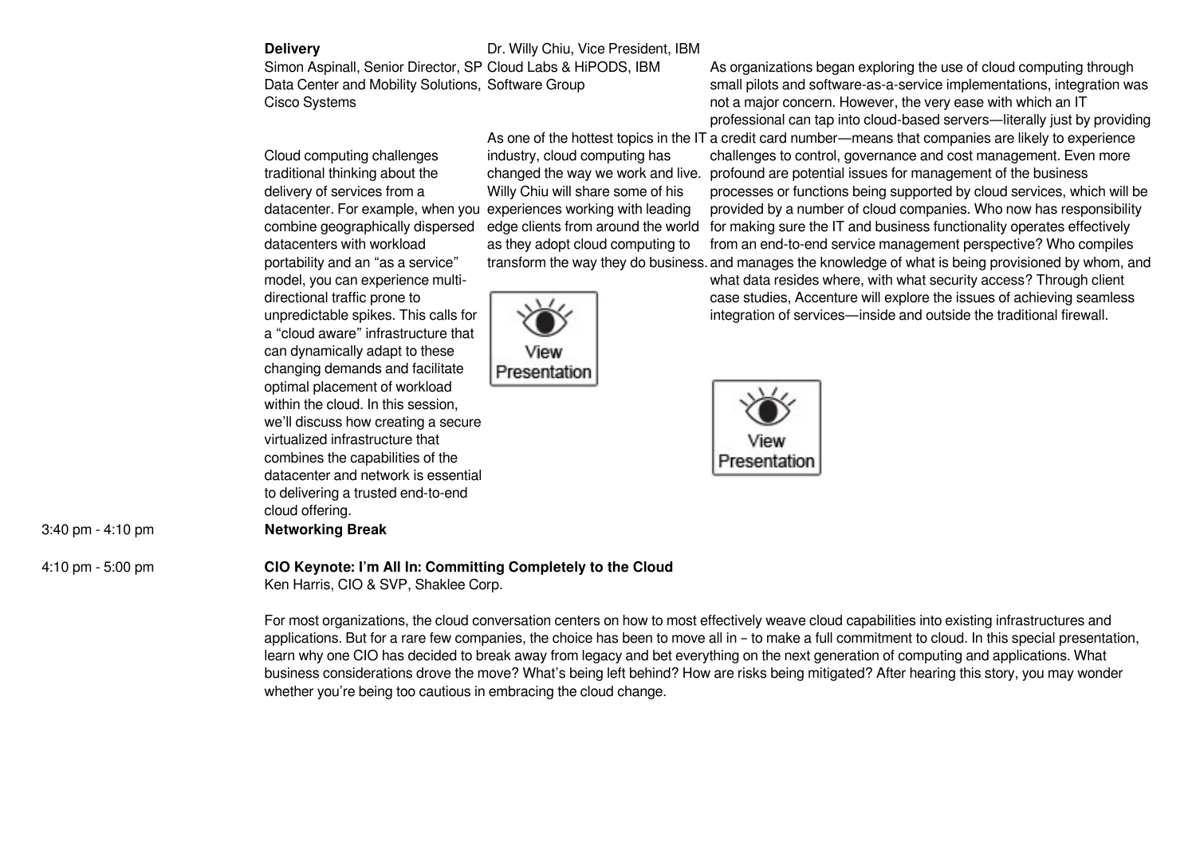**Delivery**
Simon Aspinall, Senior Director, SP Data Center and Mobility Solutions, Cisco Systems

Cloud computing challenges traditional thinking about the delivery of services from a datacenter. For example, when you combine geographically dispersed datacenters with workload portability and an "as a service" model, you can experience multi-directional traffic prone to unpredictable spikes. This calls for a "cloud aware" infrastructure that can dynamically adapt to these changing demands and facilitate optimal placement of workload within the cloud. In this session, we'll discuss how creating a secure virtualized infrastructure that combines the capabilities of the datacenter and network is essential to delivering a trusted end-to-end cloud offering.

Dr. Willy Chiu, Vice President, IBM Cloud Labs & HiPODS, IBM Software Group

As one of the hottest topics in the IT industry, cloud computing has changed the way we work and live. Willy Chiu will share some of his experiences working with leading edge clients from around the world as they adopt cloud computing to transform the way they do business.

View Presentation

As organizations began exploring the use of cloud computing through small pilots and software-as-a-service implementations, integration was not a major concern. However, the very ease with which an IT professional can tap into cloud-based servers—literally just by providing a credit card number—means that companies are likely to experience challenges to control, governance and cost management. Even more profound are potential issues for management of the business processes or functions being supported by cloud services, which will be provided by a number of cloud companies. Who now has responsibility for making sure the IT and business functionality operates effectively from an end-to-end service management perspective? Who compiles and manages the knowledge of what is being provisioned by whom, and what data resides where, with what security access? Through client case studies, Accenture will explore the issues of achieving seamless integration of services—inside and outside the traditional firewall.

View Presentation

3:40 pm - 4:10 pm **Networking Break**

4:10 pm - 5:00 pm **CIO Keynote: I'm All In: Committing Completely to the Cloud**
Ken Harris, CIO & SVP, Shaklee Corp.

For most organizations, the cloud conversation centers on how to most effectively weave cloud capabilities into existing infrastructures and applications. But for a rare few companies, the choice has been to move all in – to make a full commitment to cloud. In this special presentation, learn why one CIO has decided to break away from legacy and bet everything on the next generation of computing and applications. What business considerations drove the move? What's being left behind? How are risks being mitigated? After hearing this story, you may wonder whether you're being too cautious in embracing the cloud change.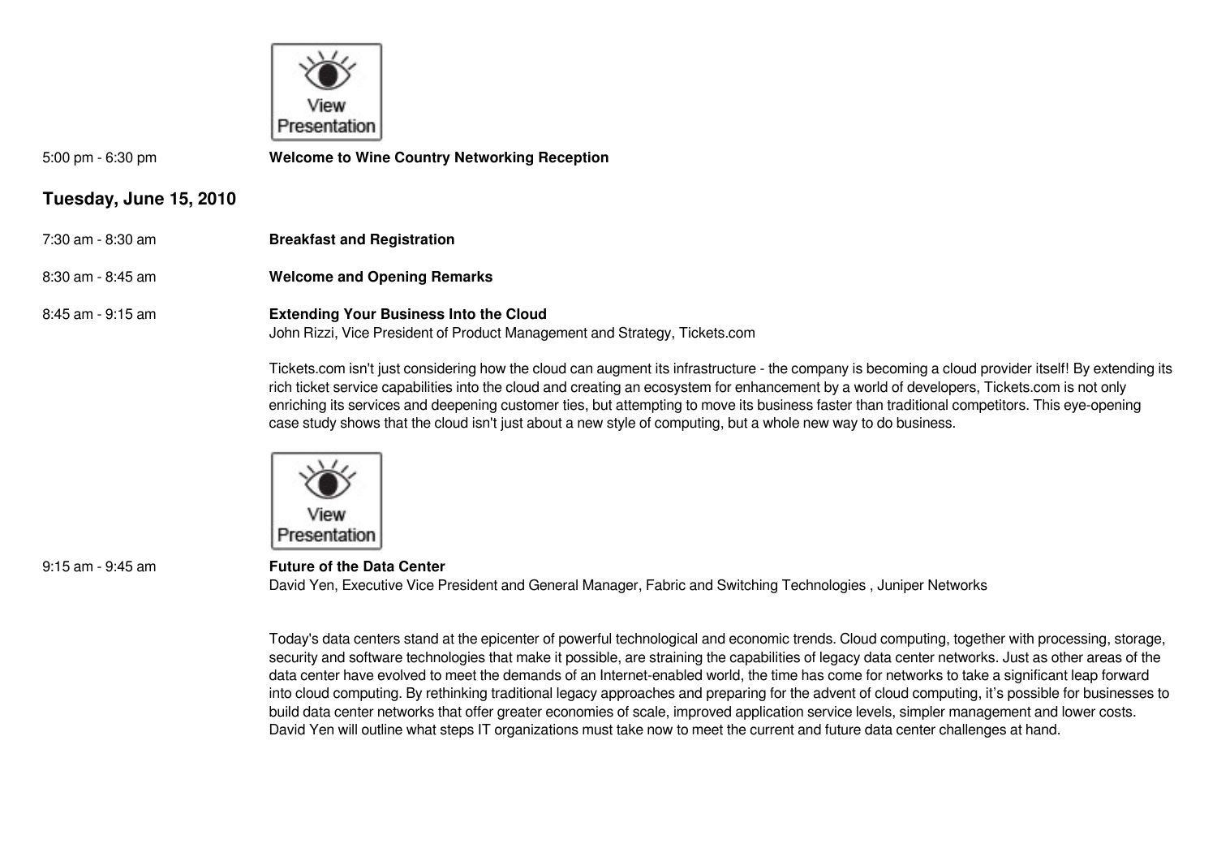5:00 pm - 6:30 pm **Welcome to Wine Country Networking Reception**

## Tuesday, June 15, 2010

7:30 am - 8:30 am **Breakfast and Registration**

8:30 am - 8:45 am **Welcome and Opening Remarks**

8:45 am - 9:15 am **Extending Your Business Into the Cloud**
John Rizzi, Vice President of Product Management and Strategy, Tickets.com

Tickets.com isn't just considering how the cloud can augment its infrastructure - the company is becoming a cloud provider itself! By extending its rich ticket service capabilities into the cloud and creating an ecosystem for enhancement by a world of developers, Tickets.com is not only enriching its services and deepening customer ties, but attempting to move its business faster than traditional competitors. This eye-opening case study shows that the cloud isn't just about a new style of computing, but a whole new way to do business.

9:15 am - 9:45 am **Future of the Data Center**
David Yen, Executive Vice President and General Manager, Fabric and Switching Technologies , Juniper Networks

Today's data centers stand at the epicenter of powerful technological and economic trends. Cloud computing, together with processing, storage, security and software technologies that make it possible, are straining the capabilities of legacy data center networks. Just as other areas of the data center have evolved to meet the demands of an Internet-enabled world, the time has come for networks to take a significant leap forward into cloud computing. By rethinking traditional legacy approaches and preparing for the advent of cloud computing, it's possible for businesses to build data center networks that offer greater economies of scale, improved application service levels, simpler management and lower costs. David Yen will outline what steps IT organizations must take now to meet the current and future data center challenges at hand.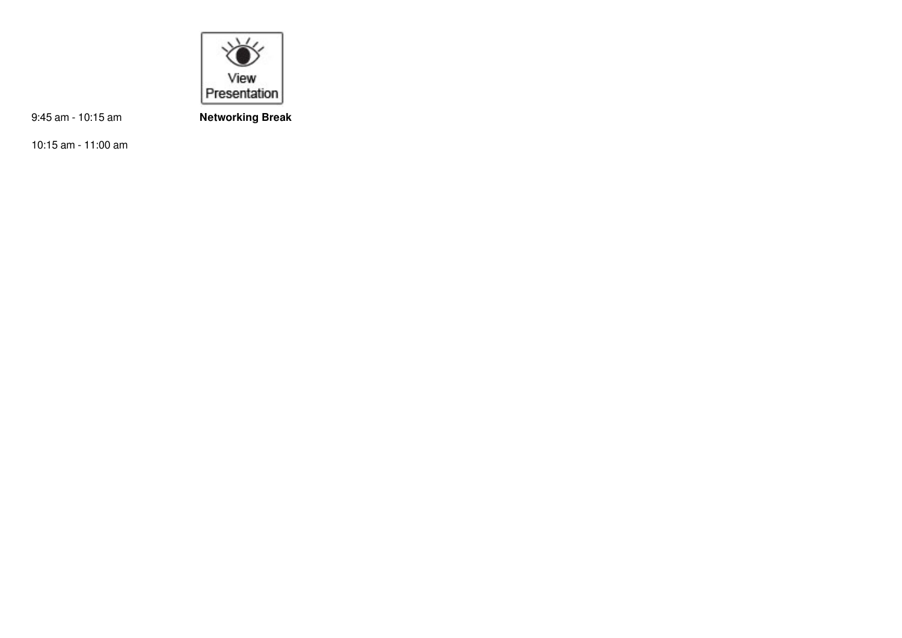View Presentation

| | |
|---|---|
| 9:45 am - 10:15 am | **Networking Break** |
| 10:15 am - 11:00 am | |